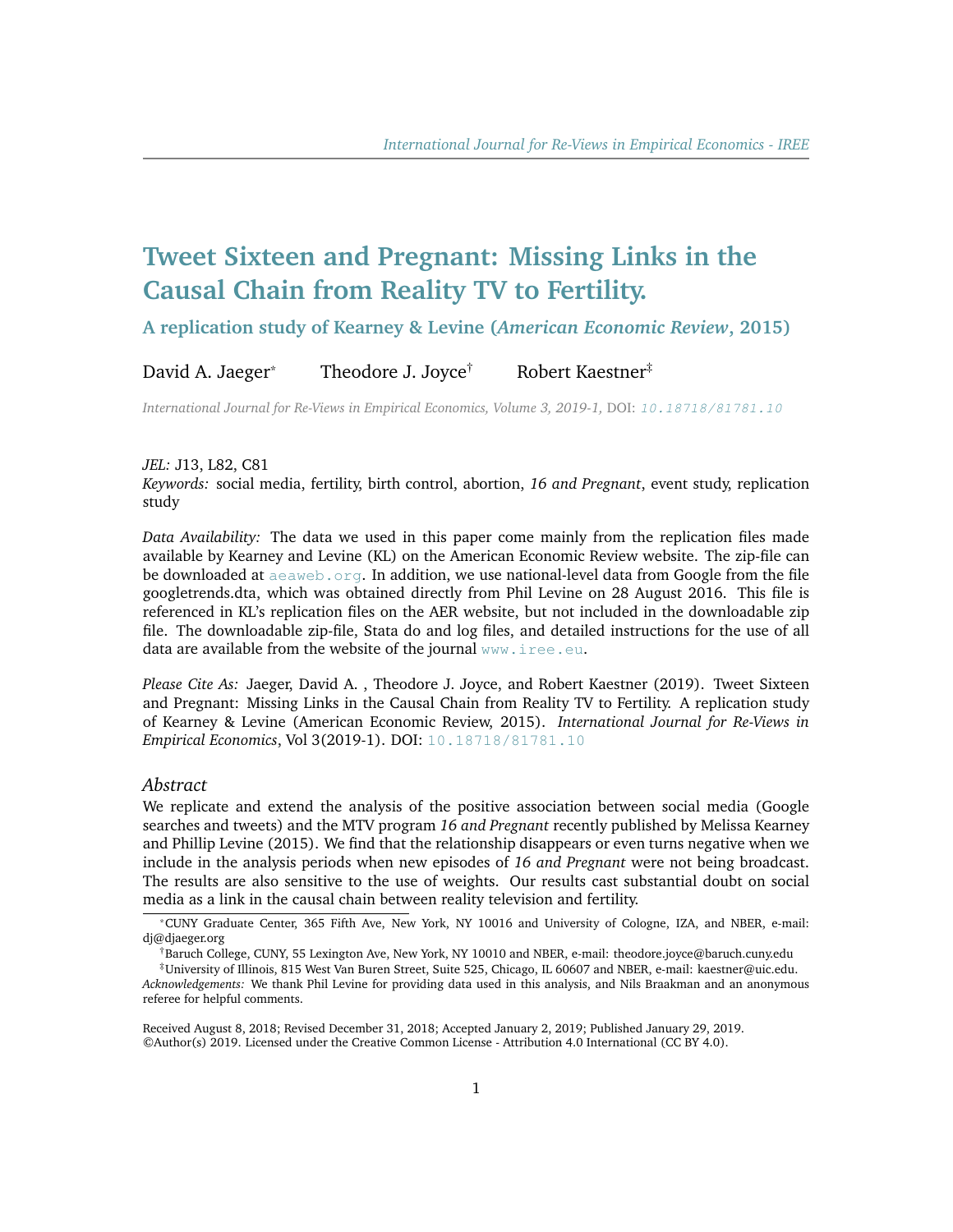# Tweet Sixteen and Pregnant: Missing Links in the Causal Chain from Reality TV to Fertility.

## A replication study of Kearney & Levine (*American Economic Review*, 2015)

David A. Jaeger[*] Theodore J. Joyce[†] Robert Kaestner[‡]

*International Journal for Re-Views in Empirical Economics, Volume 3, 2019-1,* DOI: 10.18718/81781.10

*JEL:* J13, L82, C81
*Keywords:* social media, fertility, birth control, abortion, *16 and Pregnant*, event study, replication study

*Data Availability:* The data we used in this paper come mainly from the replication files made available by Kearney and Levine (KL) on the American Economic Review website. The zip-file can be downloaded at aeaweb.org. In addition, we use national-level data from Google from the file googletrends.dta, which was obtained directly from Phil Levine on 28 August 2016. This file is referenced in KL's replication files on the AER website, but not included in the downloadable zip file. The downloadable zip-file, Stata do and log files, and detailed instructions for the use of all data are available from the website of the journal www.iree.eu.

*Please Cite As:* Jaeger, David A. , Theodore J. Joyce, and Robert Kaestner (2019). Tweet Sixteen and Pregnant: Missing Links in the Causal Chain from Reality TV to Fertility. A replication study of Kearney & Levine (American Economic Review, 2015). *International Journal for Re-Views in Empirical Economics*, Vol 3(2019-1). DOI: 10.18718/81781.10

### *Abstract*

We replicate and extend the analysis of the positive association between social media (Google searches and tweets) and the MTV program *16 and Pregnant* recently published by Melissa Kearney and Phillip Levine (2015). We find that the relationship disappears or even turns negative when we include in the analysis periods when new episodes of *16 and Pregnant* were not being broadcast. The results are also sensitive to the use of weights. Our results cast substantial doubt on social media as a link in the causal chain between reality television and fertility.

---

[*] CUNY Graduate Center, 365 Fifth Ave, New York, NY 10016 and University of Cologne, IZA, and NBER, e-mail: dj@djaeger.org

[†] Baruch College, CUNY, 55 Lexington Ave, New York, NY 10010 and NBER, e-mail: theodore.joyce@baruch.cuny.edu

[‡] University of Illinois, 815 West Van Buren Street, Suite 525, Chicago, IL 60607 and NBER, e-mail: kaestner@uic.edu.

*Acknowledgements:* We thank Phil Levine for providing data used in this analysis, and Nils Braakman and an anonymous referee for helpful comments.

Received August 8, 2018; Revised December 31, 2018; Accepted January 2, 2019; Published January 29, 2019.
©Author(s) 2019. Licensed under the Creative Common License - Attribution 4.0 International (CC BY 4.0).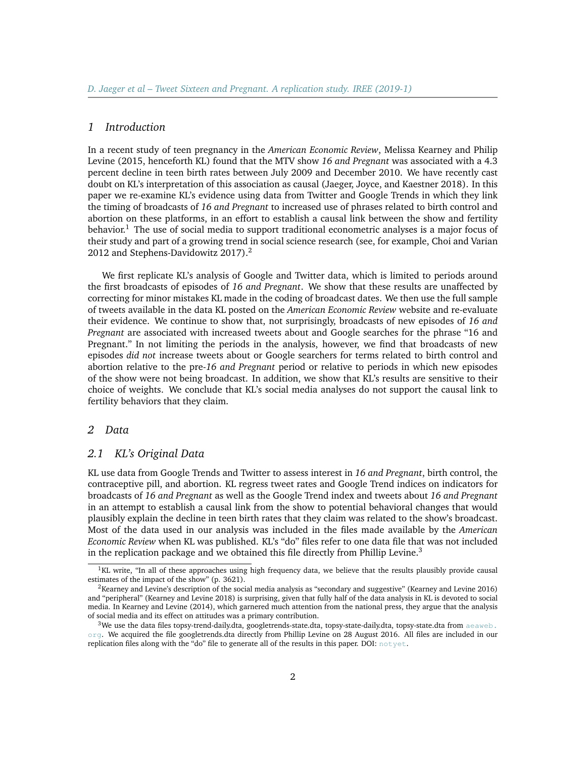## 1 Introduction

In a recent study of teen pregnancy in the *American Economic Review*, Melissa Kearney and Philip Levine (2015, henceforth KL) found that the MTV show *16 and Pregnant* was associated with a 4.3 percent decline in teen birth rates between July 2009 and December 2010. We have recently cast doubt on KL's interpretation of this association as causal (Jaeger, Joyce, and Kaestner 2018). In this paper we re-examine KL's evidence using data from Twitter and Google Trends in which they link the timing of broadcasts of *16 and Pregnant* to increased use of phrases related to birth control and abortion on these platforms, in an effort to establish a causal link between the show and fertility behavior.[1] The use of social media to support traditional econometric analyses is a major focus of their study and part of a growing trend in social science research (see, for example, Choi and Varian 2012 and Stephens-Davidowitz 2017).[2]

We first replicate KL's analysis of Google and Twitter data, which is limited to periods around the first broadcasts of episodes of *16 and Pregnant*. We show that these results are unaffected by correcting for minor mistakes KL made in the coding of broadcast dates. We then use the full sample of tweets available in the data KL posted on the *American Economic Review* website and re-evaluate their evidence. We continue to show that, not surprisingly, broadcasts of new episodes of *16 and Pregnant* are associated with increased tweets about and Google searches for the phrase "16 and Pregnant." In not limiting the periods in the analysis, however, we find that broadcasts of new episodes *did not* increase tweets about or Google searchers for terms related to birth control and abortion relative to the pre-*16 and Pregnant* period or relative to periods in which new episodes of the show were not being broadcast. In addition, we show that KL's results are sensitive to their choice of weights. We conclude that KL's social media analyses do not support the causal link to fertility behaviors that they claim.

## 2 Data

### 2.1 KL's Original Data

KL use data from Google Trends and Twitter to assess interest in *16 and Pregnant*, birth control, the contraceptive pill, and abortion. KL regress tweet rates and Google Trend indices on indicators for broadcasts of *16 and Pregnant* as well as the Google Trend index and tweets about *16 and Pregnant* in an attempt to establish a causal link from the show to potential behavioral changes that would plausibly explain the decline in teen birth rates that they claim was related to the show's broadcast. Most of the data used in our analysis was included in the files made available by the *American Economic Review* when KL was published. KL's "do" files refer to one data file that was not included in the replication package and we obtained this file directly from Phillip Levine.[3]

---

[1] KL write, "In all of these approaches using high frequency data, we believe that the results plausibly provide causal estimates of the impact of the show" (p. 3621).

[2] Kearney and Levine's description of the social media analysis as "secondary and suggestive" (Kearney and Levine 2016) and "peripheral" (Kearney and Levine 2018) is surprising, given that fully half of the data analysis in KL is devoted to social media. In Kearney and Levine (2014), which garnered much attention from the national press, they argue that the analysis of social media and its effect on attitudes was a primary contribution.

[3] We use the data files topsy-trend-daily.dta, googletrends-state.dta, topsy-state-daily.dta, topsy-state.dta from aeaweb.org. We acquired the file googletrends.dta directly from Phillip Levine on 28 August 2016. All files are included in our replication files along with the "do" file to generate all of the results in this paper. DOI: notyet.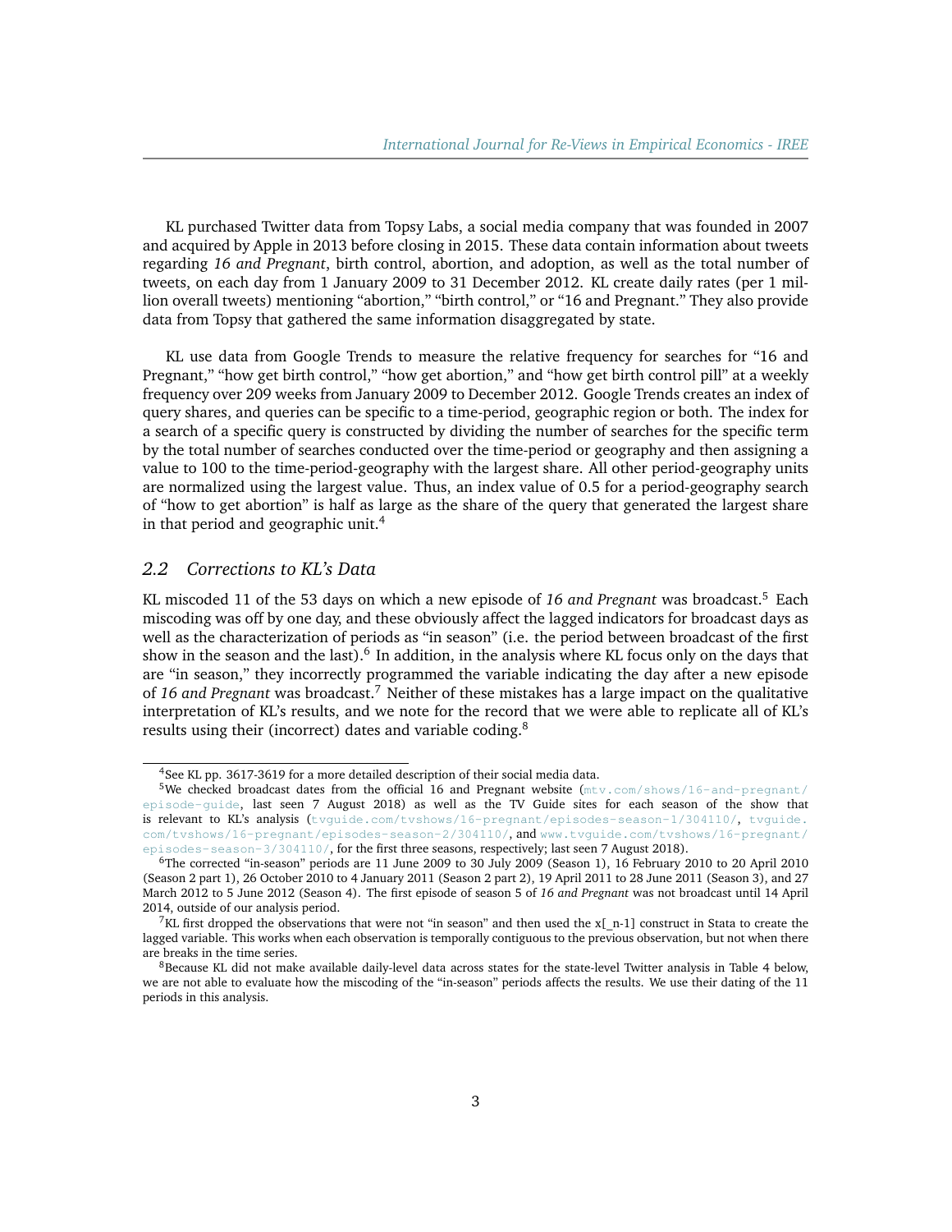KL purchased Twitter data from Topsy Labs, a social media company that was founded in 2007 and acquired by Apple in 2013 before closing in 2015. These data contain information about tweets regarding *16 and Pregnant*, birth control, abortion, and adoption, as well as the total number of tweets, on each day from 1 January 2009 to 31 December 2012. KL create daily rates (per 1 million overall tweets) mentioning "abortion," "birth control," or "16 and Pregnant." They also provide data from Topsy that gathered the same information disaggregated by state.

KL use data from Google Trends to measure the relative frequency for searches for "16 and Pregnant," "how get birth control," "how get abortion," and "how get birth control pill" at a weekly frequency over 209 weeks from January 2009 to December 2012. Google Trends creates an index of query shares, and queries can be specific to a time-period, geographic region or both. The index for a search of a specific query is constructed by dividing the number of searches for the specific term by the total number of searches conducted over the time-period or geography and then assigning a value to 100 to the time-period-geography with the largest share. All other period-geography units are normalized using the largest value. Thus, an index value of 0.5 for a period-geography search of "how to get abortion" is half as large as the share of the query that generated the largest share in that period and geographic unit.[4]

## 2.2 Corrections to KL's Data

KL miscoded 11 of the 53 days on which a new episode of *16 and Pregnant* was broadcast.[5] Each miscoding was off by one day, and these obviously affect the lagged indicators for broadcast days as well as the characterization of periods as "in season" (i.e. the period between broadcast of the first show in the season and the last).[6] In addition, in the analysis where KL focus only on the days that are "in season," they incorrectly programmed the variable indicating the day after a new episode of *16 and Pregnant* was broadcast.[7] Neither of these mistakes has a large impact on the qualitative interpretation of KL's results, and we note for the record that we were able to replicate all of KL's results using their (incorrect) dates and variable coding.[8]

---

[4]See KL pp. 3617-3619 for a more detailed description of their social media data.

[5]We checked broadcast dates from the official 16 and Pregnant website (mtv.com/shows/16-and-pregnant/episode-guide, last seen 7 August 2018) as well as the TV Guide sites for each season of the show that is relevant to KL's analysis (tvguide.com/tvshows/16-pregnant/episodes-season-1/304110/, tvguide.com/tvshows/16-pregnant/episodes-season-2/304110/, and www.tvguide.com/tvshows/16-pregnant/episodes-season-3/304110/, for the first three seasons, respectively; last seen 7 August 2018).

[6]The corrected "in-season" periods are 11 June 2009 to 30 July 2009 (Season 1), 16 February 2010 to 20 April 2010 (Season 2 part 1), 26 October 2010 to 4 January 2011 (Season 2 part 2), 19 April 2011 to 28 June 2011 (Season 3), and 27 March 2012 to 5 June 2012 (Season 4). The first episode of season 5 of *16 and Pregnant* was not broadcast until 14 April 2014, outside of our analysis period.

[7]KL first dropped the observations that were not "in season" and then used the x[_n-1] construct in Stata to create the lagged variable. This works when each observation is temporally contiguous to the previous observation, but not when there are breaks in the time series.

[8]Because KL did not make available daily-level data across states for the state-level Twitter analysis in Table 4 below, we are not able to evaluate how the miscoding of the "in-season" periods affects the results. We use their dating of the 11 periods in this analysis.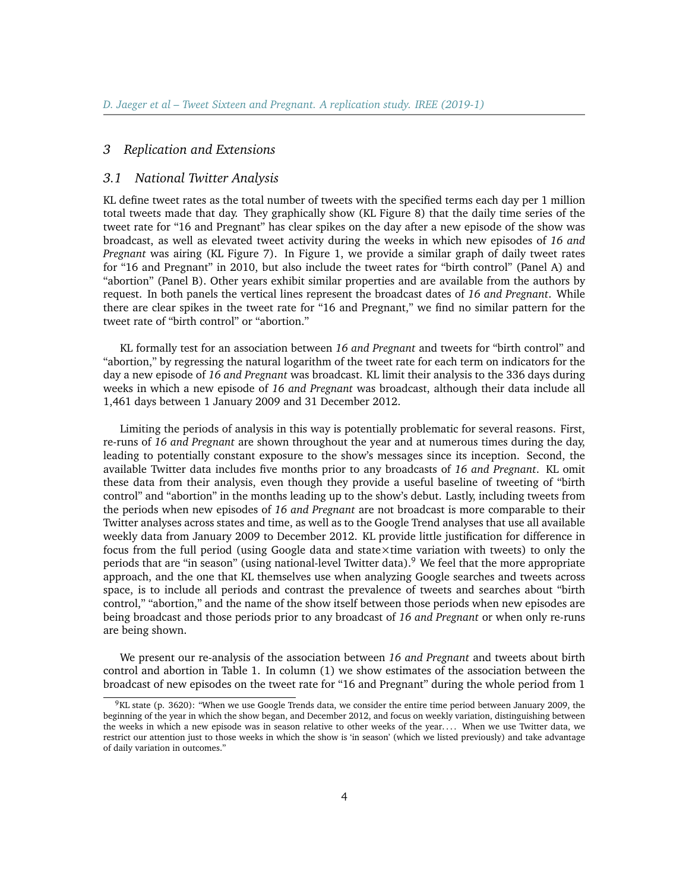## 3 Replication and Extensions

### 3.1 National Twitter Analysis

KL define tweet rates as the total number of tweets with the specified terms each day per 1 million total tweets made that day. They graphically show (KL Figure 8) that the daily time series of the tweet rate for "16 and Pregnant" has clear spikes on the day after a new episode of the show was broadcast, as well as elevated tweet activity during the weeks in which new episodes of *16 and Pregnant* was airing (KL Figure 7). In Figure 1, we provide a similar graph of daily tweet rates for "16 and Pregnant" in 2010, but also include the tweet rates for "birth control" (Panel A) and "abortion" (Panel B). Other years exhibit similar properties and are available from the authors by request. In both panels the vertical lines represent the broadcast dates of *16 and Pregnant*. While there are clear spikes in the tweet rate for "16 and Pregnant," we find no similar pattern for the tweet rate of "birth control" or "abortion."

KL formally test for an association between *16 and Pregnant* and tweets for "birth control" and "abortion," by regressing the natural logarithm of the tweet rate for each term on indicators for the day a new episode of *16 and Pregnant* was broadcast. KL limit their analysis to the 336 days during weeks in which a new episode of *16 and Pregnant* was broadcast, although their data include all 1,461 days between 1 January 2009 and 31 December 2012.

Limiting the periods of analysis in this way is potentially problematic for several reasons. First, re-runs of *16 and Pregnant* are shown throughout the year and at numerous times during the day, leading to potentially constant exposure to the show's messages since its inception. Second, the available Twitter data includes five months prior to any broadcasts of *16 and Pregnant*. KL omit these data from their analysis, even though they provide a useful baseline of tweeting of "birth control" and "abortion" in the months leading up to the show's debut. Lastly, including tweets from the periods when new episodes of *16 and Pregnant* are not broadcast is more comparable to their Twitter analyses across states and time, as well as to the Google Trend analyses that use all available weekly data from January 2009 to December 2012. KL provide little justification for difference in focus from the full period (using Google data and state×time variation with tweets) to only the periods that are "in season" (using national-level Twitter data).[9] We feel that the more appropriate approach, and the one that KL themselves use when analyzing Google searches and tweets across space, is to include all periods and contrast the prevalence of tweets and searches about "birth control," "abortion," and the name of the show itself between those periods when new episodes are being broadcast and those periods prior to any broadcast of *16 and Pregnant* or when only re-runs are being shown.

We present our re-analysis of the association between *16 and Pregnant* and tweets about birth control and abortion in Table 1. In column (1) we show estimates of the association between the broadcast of new episodes on the tweet rate for "16 and Pregnant" during the whole period from 1

[9] KL state (p. 3620): "When we use Google Trends data, we consider the entire time period between January 2009, the beginning of the year in which the show began, and December 2012, and focus on weekly variation, distinguishing between the weeks in which a new episode was in season relative to other weeks of the year. . . . When we use Twitter data, we restrict our attention just to those weeks in which the show is 'in season' (which we listed previously) and take advantage of daily variation in outcomes."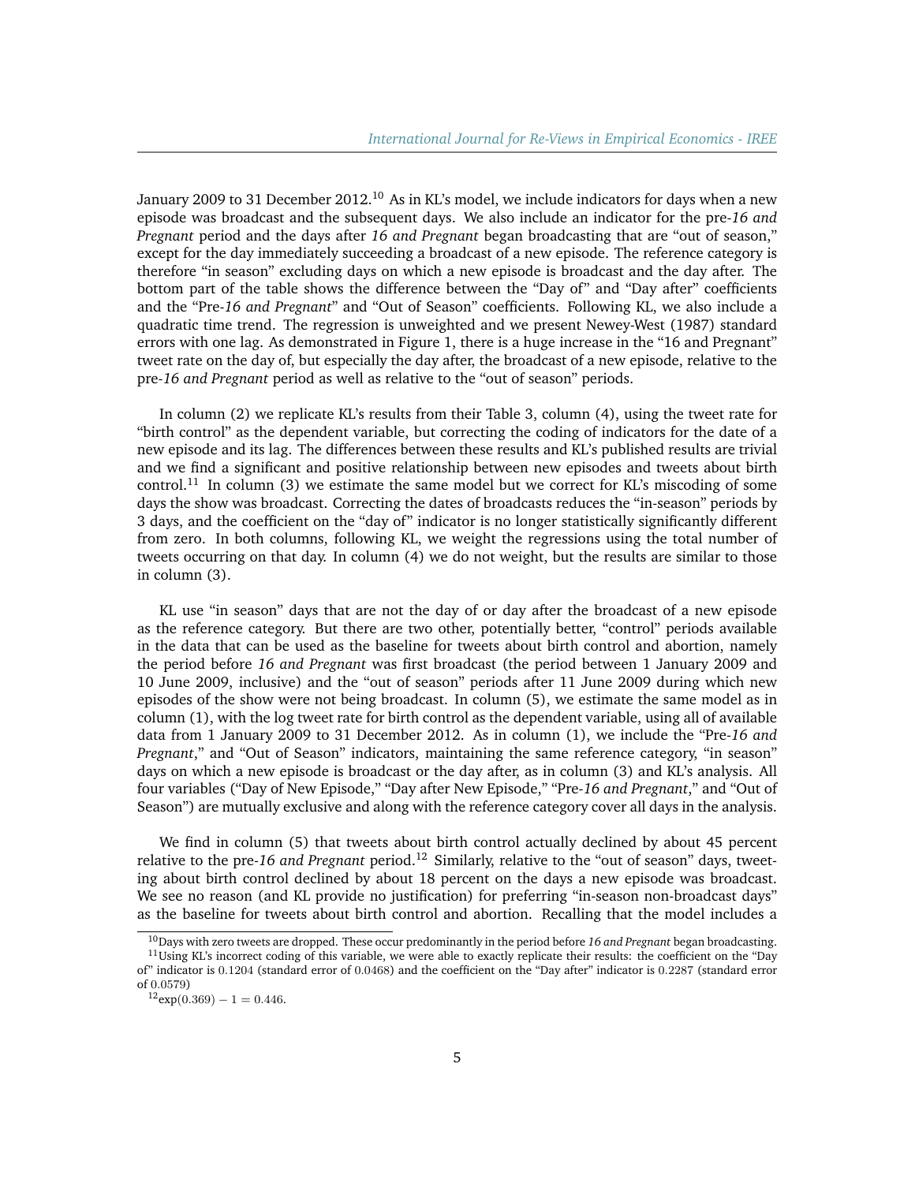January 2009 to 31 December 2012.[10] As in KL's model, we include indicators for days when a new episode was broadcast and the subsequent days. We also include an indicator for the pre-*16 and Pregnant* period and the days after *16 and Pregnant* began broadcasting that are "out of season," except for the day immediately succeeding a broadcast of a new episode. The reference category is therefore "in season" excluding days on which a new episode is broadcast and the day after. The bottom part of the table shows the difference between the "Day of" and "Day after" coefficients and the "Pre-*16 and Pregnant*" and "Out of Season" coefficients. Following KL, we also include a quadratic time trend. The regression is unweighted and we present Newey-West (1987) standard errors with one lag. As demonstrated in Figure 1, there is a huge increase in the "16 and Pregnant" tweet rate on the day of, but especially the day after, the broadcast of a new episode, relative to the pre-*16 and Pregnant* period as well as relative to the "out of season" periods.

In column (2) we replicate KL's results from their Table 3, column (4), using the tweet rate for "birth control" as the dependent variable, but correcting the coding of indicators for the date of a new episode and its lag. The differences between these results and KL's published results are trivial and we find a significant and positive relationship between new episodes and tweets about birth control.[11] In column (3) we estimate the same model but we correct for KL's miscoding of some days the show was broadcast. Correcting the dates of broadcasts reduces the "in-season" periods by 3 days, and the coefficient on the "day of" indicator is no longer statistically significantly different from zero. In both columns, following KL, we weight the regressions using the total number of tweets occurring on that day. In column (4) we do not weight, but the results are similar to those in column (3).

KL use "in season" days that are not the day of or day after the broadcast of a new episode as the reference category. But there are two other, potentially better, "control" periods available in the data that can be used as the baseline for tweets about birth control and abortion, namely the period before *16 and Pregnant* was first broadcast (the period between 1 January 2009 and 10 June 2009, inclusive) and the "out of season" periods after 11 June 2009 during which new episodes of the show were not being broadcast. In column (5), we estimate the same model as in column (1), with the log tweet rate for birth control as the dependent variable, using all of available data from 1 January 2009 to 31 December 2012. As in column (1), we include the "Pre-*16 and Pregnant*," and "Out of Season" indicators, maintaining the same reference category, "in season" days on which a new episode is broadcast or the day after, as in column (3) and KL's analysis. All four variables ("Day of New Episode," "Day after New Episode," "Pre-*16 and Pregnant*," and "Out of Season") are mutually exclusive and along with the reference category cover all days in the analysis.

We find in column (5) that tweets about birth control actually declined by about 45 percent relative to the pre-*16 and Pregnant* period.[12] Similarly, relative to the "out of season" days, tweeting about birth control declined by about 18 percent on the days a new episode was broadcast. We see no reason (and KL provide no justification) for preferring "in-season non-broadcast days" as the baseline for tweets about birth control and abortion. Recalling that the model includes a

---

[10] Days with zero tweets are dropped. These occur predominantly in the period before *16 and Pregnant* began broadcasting.

[11] Using KL's incorrect coding of this variable, we were able to exactly replicate their results: the coefficient on the "Day of" indicator is 0.1204 (standard error of 0.0468) and the coefficient on the "Day after" indicator is 0.2287 (standard error of 0.0579)

[12] $\exp(0.369) - 1 = 0.446$.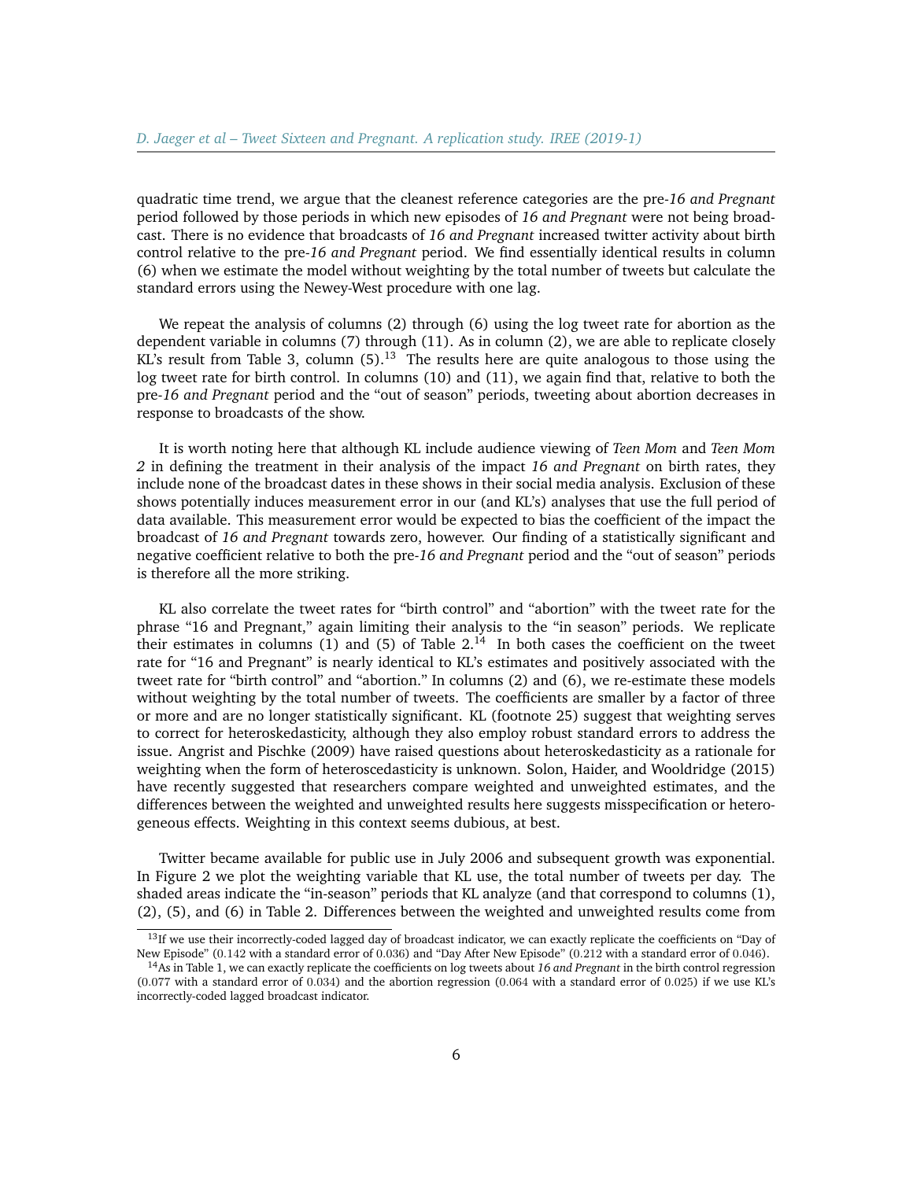quadratic time trend, we argue that the cleanest reference categories are the pre-*16 and Pregnant* period followed by those periods in which new episodes of *16 and Pregnant* were not being broadcast. There is no evidence that broadcasts of *16 and Pregnant* increased twitter activity about birth control relative to the pre-*16 and Pregnant* period. We find essentially identical results in column (6) when we estimate the model without weighting by the total number of tweets but calculate the standard errors using the Newey-West procedure with one lag.

We repeat the analysis of columns (2) through (6) using the log tweet rate for abortion as the dependent variable in columns (7) through (11). As in column (2), we are able to replicate closely KL's result from Table 3, column (5).[13] The results here are quite analogous to those using the log tweet rate for birth control. In columns (10) and (11), we again find that, relative to both the pre-*16 and Pregnant* period and the "out of season" periods, tweeting about abortion decreases in response to broadcasts of the show.

It is worth noting here that although KL include audience viewing of *Teen Mom* and *Teen Mom 2* in defining the treatment in their analysis of the impact *16 and Pregnant* on birth rates, they include none of the broadcast dates in these shows in their social media analysis. Exclusion of these shows potentially induces measurement error in our (and KL's) analyses that use the full period of data available. This measurement error would be expected to bias the coefficient of the impact the broadcast of *16 and Pregnant* towards zero, however. Our finding of a statistically significant and negative coefficient relative to both the pre-*16 and Pregnant* period and the "out of season" periods is therefore all the more striking.

KL also correlate the tweet rates for "birth control" and "abortion" with the tweet rate for the phrase "16 and Pregnant," again limiting their analysis to the "in season" periods. We replicate their estimates in columns (1) and (5) of Table 2.[14] In both cases the coefficient on the tweet rate for "16 and Pregnant" is nearly identical to KL's estimates and positively associated with the tweet rate for "birth control" and "abortion." In columns (2) and (6), we re-estimate these models without weighting by the total number of tweets. The coefficients are smaller by a factor of three or more and are no longer statistically significant. KL (footnote 25) suggest that weighting serves to correct for heteroskedasticity, although they also employ robust standard errors to address the issue. Angrist and Pischke (2009) have raised questions about heteroskedasticity as a rationale for weighting when the form of heteroscedasticity is unknown. Solon, Haider, and Wooldridge (2015) have recently suggested that researchers compare weighted and unweighted estimates, and the differences between the weighted and unweighted results here suggests misspecification or heterogeneous effects. Weighting in this context seems dubious, at best.

Twitter became available for public use in July 2006 and subsequent growth was exponential. In Figure 2 we plot the weighting variable that KL use, the total number of tweets per day. The shaded areas indicate the "in-season" periods that KL analyze (and that correspond to columns (1), (2), (5), and (6) in Table 2. Differences between the weighted and unweighted results come from

[13] If we use their incorrectly-coded lagged day of broadcast indicator, we can exactly replicate the coefficients on "Day of New Episode" (0.142 with a standard error of 0.036) and "Day After New Episode" (0.212 with a standard error of 0.046).

[14] As in Table 1, we can exactly replicate the coefficients on log tweets about *16 and Pregnant* in the birth control regression (0.077 with a standard error of 0.034) and the abortion regression (0.064 with a standard error of 0.025) if we use KL's incorrectly-coded lagged broadcast indicator.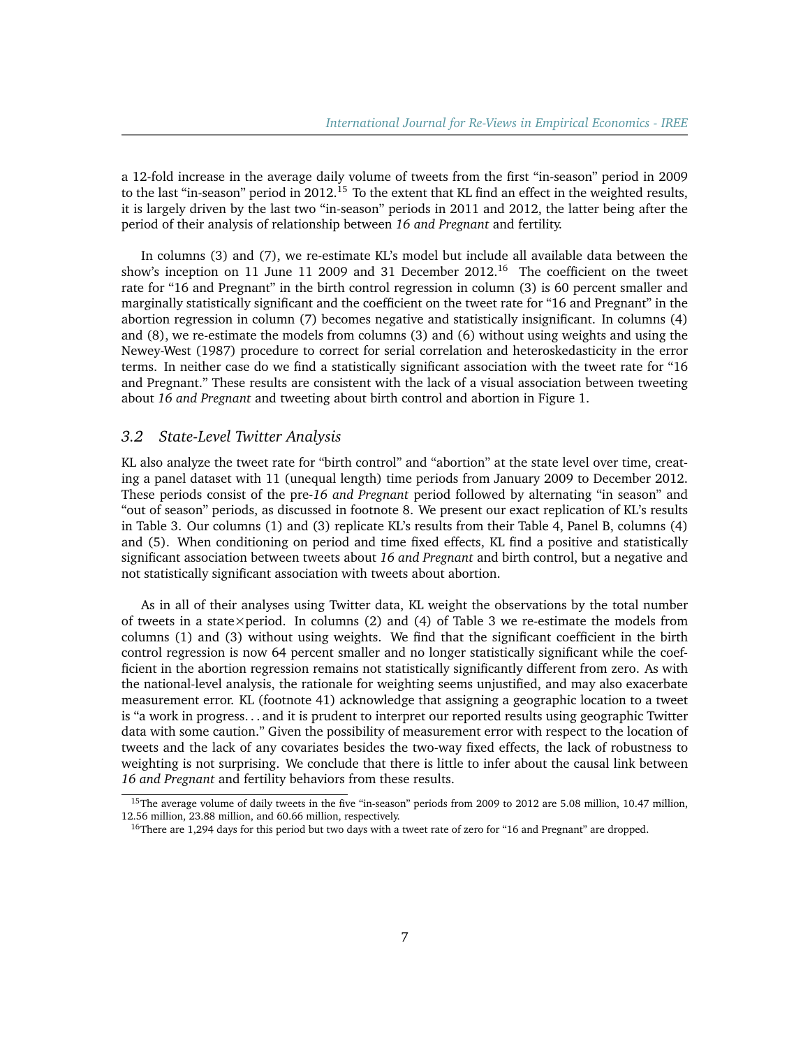a 12-fold increase in the average daily volume of tweets from the first "in-season" period in 2009 to the last "in-season" period in 2012.[15] To the extent that KL find an effect in the weighted results, it is largely driven by the last two "in-season" periods in 2011 and 2012, the latter being after the period of their analysis of relationship between *16 and Pregnant* and fertility.

In columns (3) and (7), we re-estimate KL's model but include all available data between the show's inception on 11 June 11 2009 and 31 December 2012.[16] The coefficient on the tweet rate for "16 and Pregnant" in the birth control regression in column (3) is 60 percent smaller and marginally statistically significant and the coefficient on the tweet rate for "16 and Pregnant" in the abortion regression in column (7) becomes negative and statistically insignificant. In columns (4) and (8), we re-estimate the models from columns (3) and (6) without using weights and using the Newey-West (1987) procedure to correct for serial correlation and heteroskedasticity in the error terms. In neither case do we find a statistically significant association with the tweet rate for "16 and Pregnant." These results are consistent with the lack of a visual association between tweeting about *16 and Pregnant* and tweeting about birth control and abortion in Figure 1.

### *3.2 State-Level Twitter Analysis*

KL also analyze the tweet rate for "birth control" and "abortion" at the state level over time, creating a panel dataset with 11 (unequal length) time periods from January 2009 to December 2012. These periods consist of the pre-*16 and Pregnant* period followed by alternating "in season" and "out of season" periods, as discussed in footnote 8. We present our exact replication of KL's results in Table 3. Our columns (1) and (3) replicate KL's results from their Table 4, Panel B, columns (4) and (5). When conditioning on period and time fixed effects, KL find a positive and statistically significant association between tweets about *16 and Pregnant* and birth control, but a negative and not statistically significant association with tweets about abortion.

As in all of their analyses using Twitter data, KL weight the observations by the total number of tweets in a state×period. In columns (2) and (4) of Table 3 we re-estimate the models from columns (1) and (3) without using weights. We find that the significant coefficient in the birth control regression is now 64 percent smaller and no longer statistically significant while the coefficient in the abortion regression remains not statistically significantly different from zero. As with the national-level analysis, the rationale for weighting seems unjustified, and may also exacerbate measurement error. KL (footnote 41) acknowledge that assigning a geographic location to a tweet is "a work in progress. . . and it is prudent to interpret our reported results using geographic Twitter data with some caution." Given the possibility of measurement error with respect to the location of tweets and the lack of any covariates besides the two-way fixed effects, the lack of robustness to weighting is not surprising. We conclude that there is little to infer about the causal link between *16 and Pregnant* and fertility behaviors from these results.

---

[15] The average volume of daily tweets in the five "in-season" periods from 2009 to 2012 are 5.08 million, 10.47 million, 12.56 million, 23.88 million, and 60.66 million, respectively.

[16] There are 1,294 days for this period but two days with a tweet rate of zero for "16 and Pregnant" are dropped.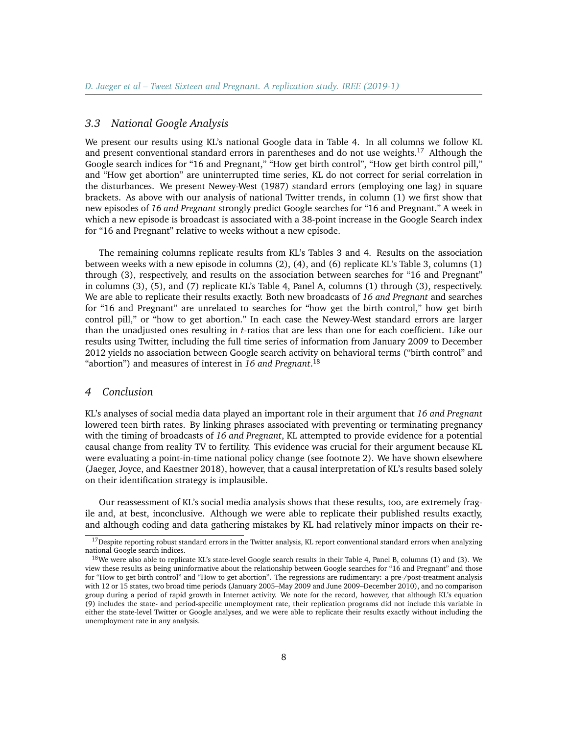### 3.3 National Google Analysis

We present our results using KL's national Google data in Table 4. In all columns we follow KL and present conventional standard errors in parentheses and do not use weights.[17] Although the Google search indices for "16 and Pregnant," "How get birth control", "How get birth control pill," and "How get abortion" are uninterrupted time series, KL do not correct for serial correlation in the disturbances. We present Newey-West (1987) standard errors (employing one lag) in square brackets. As above with our analysis of national Twitter trends, in column (1) we first show that new episodes of *16 and Pregnant* strongly predict Google searches for "16 and Pregnant." A week in which a new episode is broadcast is associated with a 38-point increase in the Google Search index for "16 and Pregnant" relative to weeks without a new episode.

The remaining columns replicate results from KL's Tables 3 and 4. Results on the association between weeks with a new episode in columns (2), (4), and (6) replicate KL's Table 3, columns (1) through (3), respectively, and results on the association between searches for "16 and Pregnant" in columns (3), (5), and (7) replicate KL's Table 4, Panel A, columns (1) through (3), respectively. We are able to replicate their results exactly. Both new broadcasts of *16 and Pregnant* and searches for "16 and Pregnant" are unrelated to searches for "how get the birth control," how get birth control pill," or "how to get abortion." In each case the Newey-West standard errors are larger than the unadjusted ones resulting in $t$-ratios that are less than one for each coefficient. Like our results using Twitter, including the full time series of information from January 2009 to December 2012 yields no association between Google search activity on behavioral terms ("birth control" and "abortion") and measures of interest in *16 and Pregnant*.[18]

## 4 Conclusion

KL's analyses of social media data played an important role in their argument that *16 and Pregnant* lowered teen birth rates. By linking phrases associated with preventing or terminating pregnancy with the timing of broadcasts of *16 and Pregnant*, KL attempted to provide evidence for a potential causal change from reality TV to fertility. This evidence was crucial for their argument because KL were evaluating a point-in-time national policy change (see footnote 2). We have shown elsewhere (Jaeger, Joyce, and Kaestner 2018), however, that a causal interpretation of KL's results based solely on their identification strategy is implausible.

Our reassessment of KL's social media analysis shows that these results, too, are extremely fragile and, at best, inconclusive. Although we were able to replicate their published results exactly, and although coding and data gathering mistakes by KL had relatively minor impacts on their re-

[17] Despite reporting robust standard errors in the Twitter analysis, KL report conventional standard errors when analyzing national Google search indices.

[18] We were also able to replicate KL's state-level Google search results in their Table 4, Panel B, columns (1) and (3). We view these results as being uninformative about the relationship between Google searches for "16 and Pregnant" and those for "How to get birth control" and "How to get abortion". The regressions are rudimentary: a pre-/post-treatment analysis with 12 or 15 states, two broad time periods (January 2005–May 2009 and June 2009–December 2010), and no comparison group during a period of rapid growth in Internet activity. We note for the record, however, that although KL's equation (9) includes the state- and period-specific unemployment rate, their replication programs did not include this variable in either the state-level Twitter or Google analyses, and we were able to replicate their results exactly without including the unemployment rate in any analysis.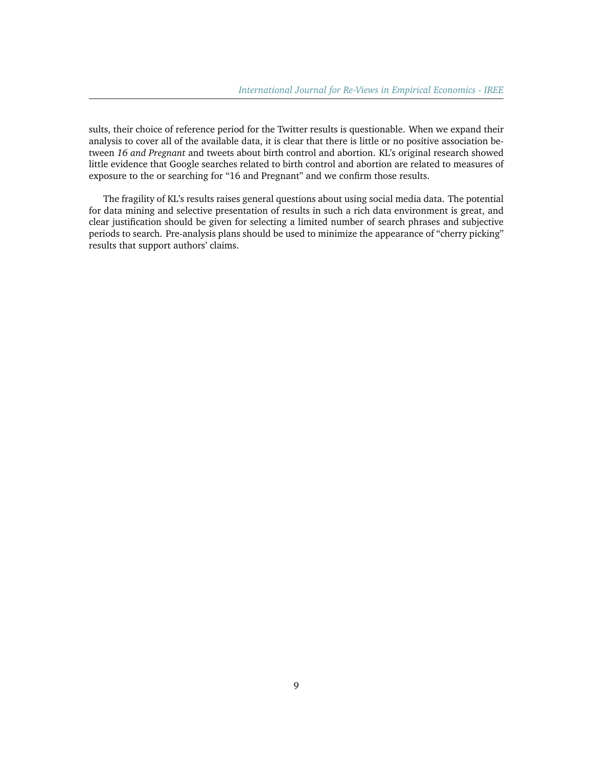sults, their choice of reference period for the Twitter results is questionable. When we expand their analysis to cover all of the available data, it is clear that there is little or no positive association between *16 and Pregnant* and tweets about birth control and abortion. KL's original research showed little evidence that Google searches related to birth control and abortion are related to measures of exposure to the or searching for "16 and Pregnant" and we confirm those results.

The fragility of KL's results raises general questions about using social media data. The potential for data mining and selective presentation of results in such a rich data environment is great, and clear justification should be given for selecting a limited number of search phrases and subjective periods to search. Pre-analysis plans should be used to minimize the appearance of "cherry picking" results that support authors' claims.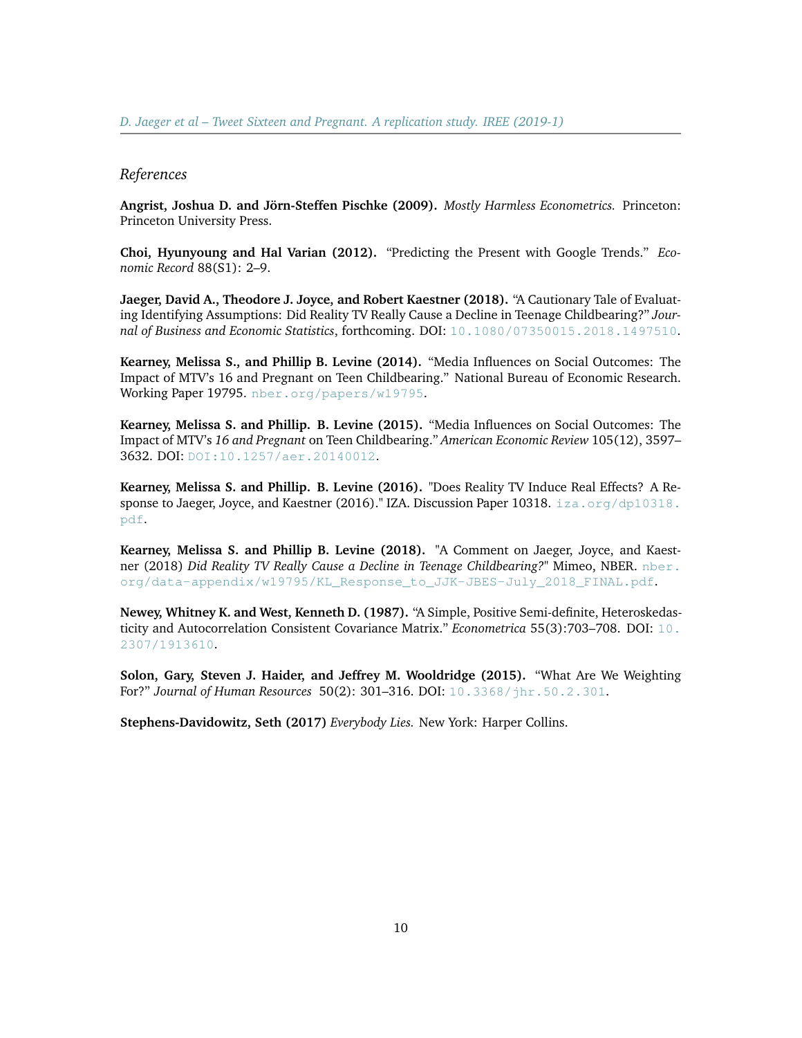*References*

**Angrist, Joshua D. and Jörn-Steffen Pischke (2009).** *Mostly Harmless Econometrics.* Princeton: Princeton University Press.

**Choi, Hyunyoung and Hal Varian (2012).** "Predicting the Present with Google Trends." *Economic Record* 88(S1): 2–9.

**Jaeger, David A., Theodore J. Joyce, and Robert Kaestner (2018).** "A Cautionary Tale of Evaluating Identifying Assumptions: Did Reality TV Really Cause a Decline in Teenage Childbearing?" *Journal of Business and Economic Statistics*, forthcoming. DOI: 10.1080/07350015.2018.1497510.

**Kearney, Melissa S., and Phillip B. Levine (2014).** "Media Influences on Social Outcomes: The Impact of MTV's 16 and Pregnant on Teen Childbearing." National Bureau of Economic Research. Working Paper 19795. nber.org/papers/w19795.

**Kearney, Melissa S. and Phillip. B. Levine (2015).** "Media Influences on Social Outcomes: The Impact of MTV's *16 and Pregnant* on Teen Childbearing." *American Economic Review* 105(12), 3597–3632. DOI: DOI:10.1257/aer.20140012.

**Kearney, Melissa S. and Phillip. B. Levine (2016).** "Does Reality TV Induce Real Effects? A Response to Jaeger, Joyce, and Kaestner (2016)." IZA. Discussion Paper 10318. iza.org/dp10318.pdf.

**Kearney, Melissa S. and Phillip B. Levine (2018).** "A Comment on Jaeger, Joyce, and Kaestner (2018) *Did Reality TV Really Cause a Decline in Teenage Childbearing?*" Mimeo, NBER. nber.org/data-appendix/w19795/KL_Response_to_JJK-JBES-July_2018_FINAL.pdf.

**Newey, Whitney K. and West, Kenneth D. (1987).** "A Simple, Positive Semi-definite, Heteroskedasticity and Autocorrelation Consistent Covariance Matrix." *Econometrica* 55(3):703–708. DOI: 10.2307/1913610.

**Solon, Gary, Steven J. Haider, and Jeffrey M. Wooldridge (2015).** "What Are We Weighting For?" *Journal of Human Resources* 50(2): 301–316. DOI: 10.3368/jhr.50.2.301.

**Stephens-Davidowitz, Seth (2017)** *Everybody Lies.* New York: Harper Collins.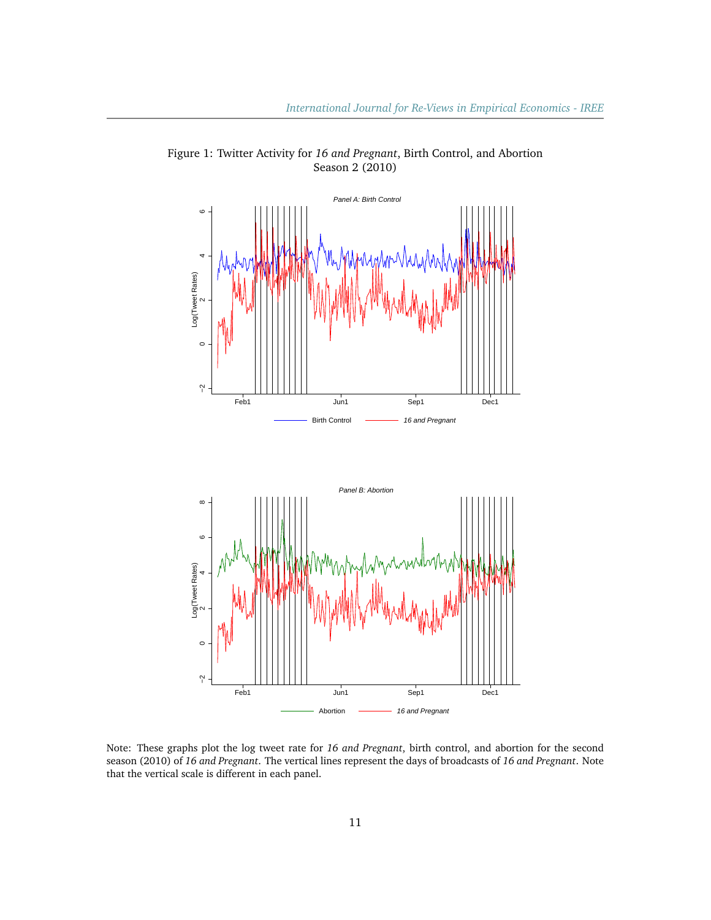Figure 1: Twitter Activity for *16 and Pregnant*, Birth Control, and Abortion
Season 2 (2010)

Note: These graphs plot the log tweet rate for *16 and Pregnant*, birth control, and abortion for the second season (2010) of *16 and Pregnant*. The vertical lines represent the days of broadcasts of *16 and Pregnant*. Note that the vertical scale is different in each panel.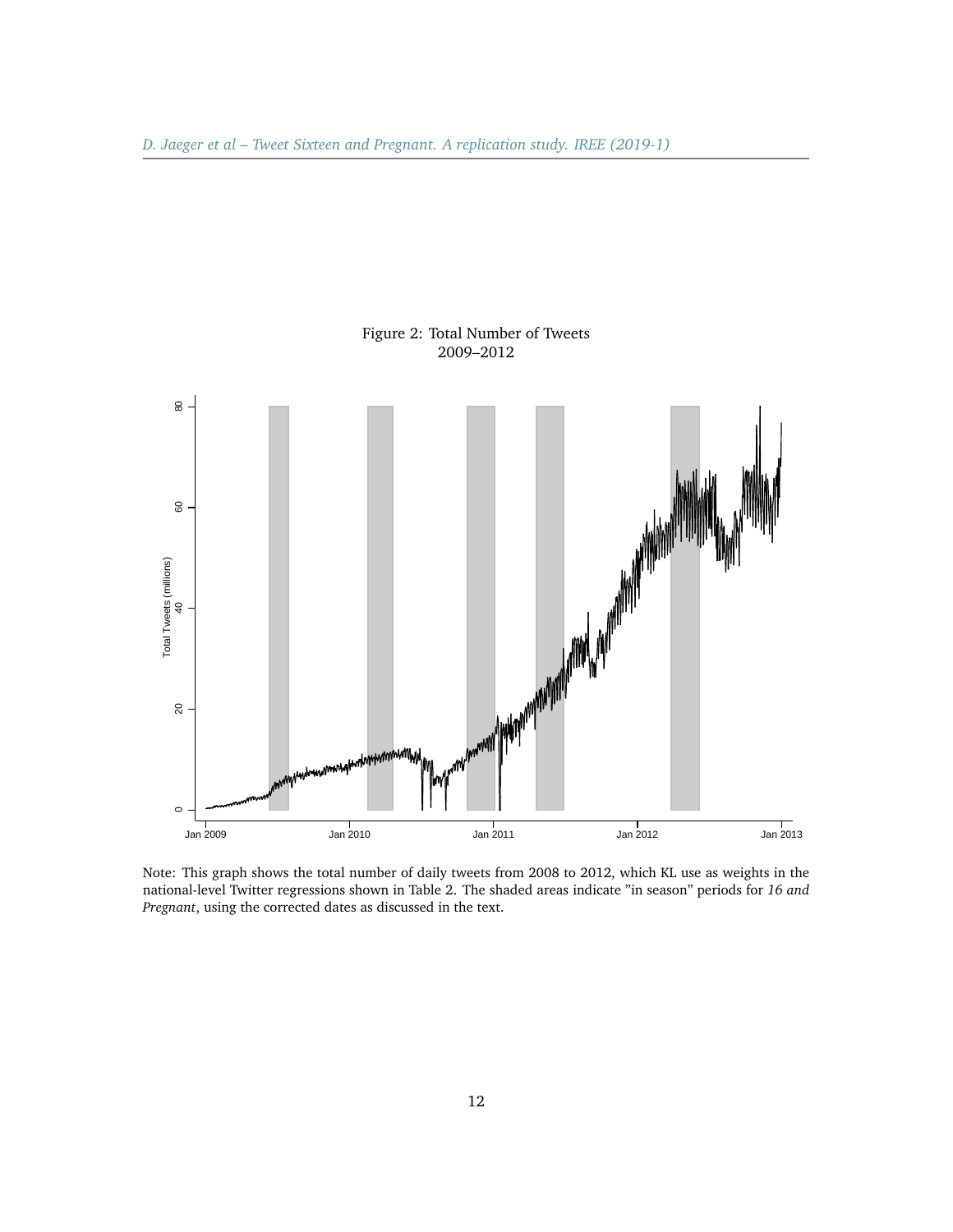Figure 2: Total Number of Tweets
2009–2012

Note: This graph shows the total number of daily tweets from 2008 to 2012, which KL use as weights in the national-level Twitter regressions shown in Table 2. The shaded areas indicate "in season" periods for *16 and Pregnant*, using the corrected dates as discussed in the text.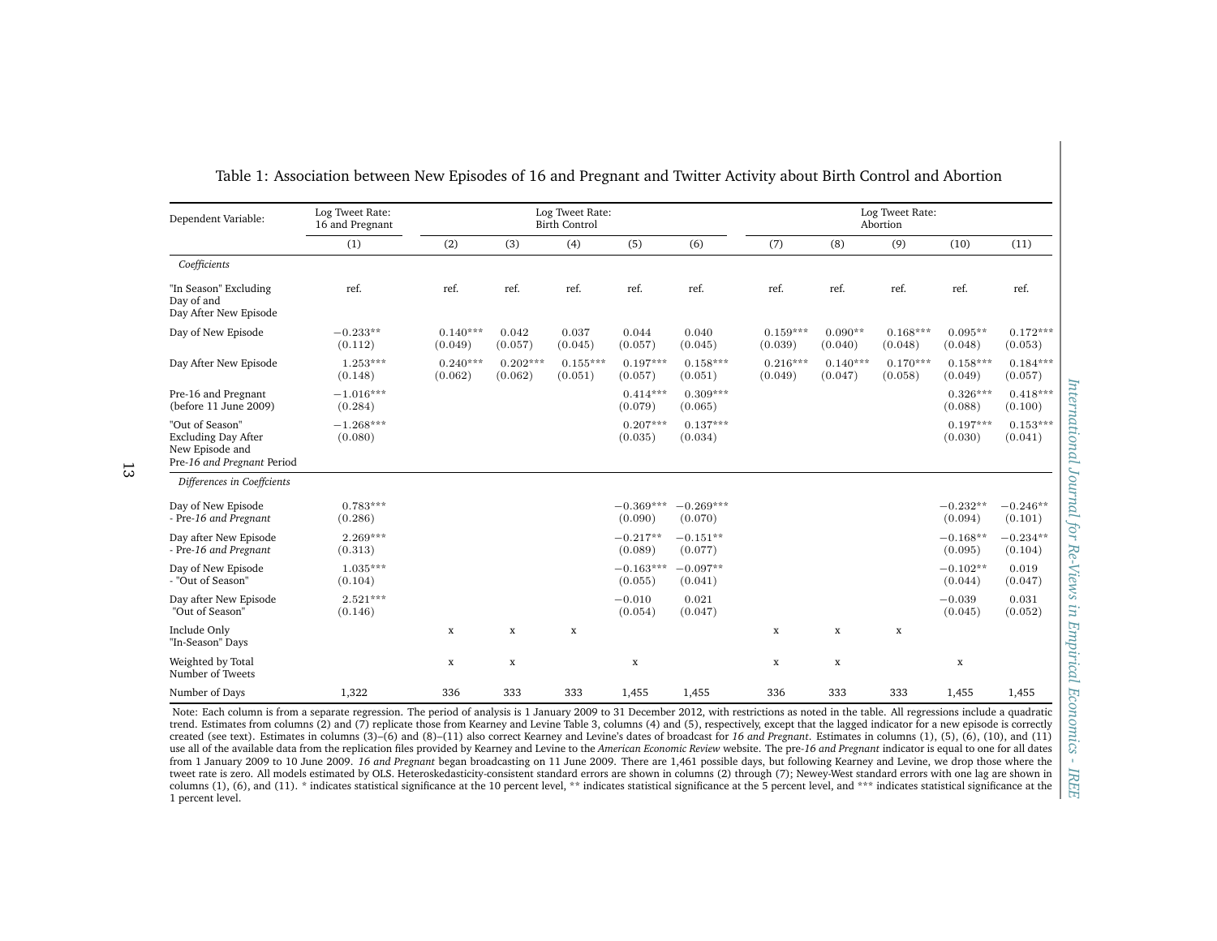Table 1: Association between New Episodes of 16 and Pregnant and Twitter Activity about Birth Control and Abortion

| Dependent Variable: | Log Tweet Rate: 16 and Pregnant | Log Tweet Rate: Birth Control | | | | | Log Tweet Rate: Abortion | | | | |
|---|---|---|---|---|---|---|---|---|---|---|---|
| | (1) | (2) | (3) | (4) | (5) | (6) | (7) | (8) | (9) | (10) | (11) |
| *Coefficients* | | | | | | | | | | | |
| "In Season" Excluding Day of and Day After New Episode | ref. | ref. | ref. | ref. | ref. | ref. | ref. | ref. | ref. | ref. | ref. |
| Day of New Episode | −0.233** (0.112) | 0.140*** (0.049) | 0.042 (0.057) | 0.037 (0.045) | 0.044 (0.057) | 0.040 (0.045) | 0.159*** (0.039) | 0.090** (0.040) | 0.168*** (0.048) | 0.095** (0.048) | 0.172*** (0.053) |
| Day After New Episode | 1.253*** (0.148) | 0.240*** (0.062) | 0.202*** (0.062) | 0.155*** (0.051) | 0.197*** (0.057) | 0.158*** (0.051) | 0.216*** (0.049) | 0.140*** (0.047) | 0.170*** (0.058) | 0.158*** (0.049) | 0.184*** (0.057) |
| Pre-16 and Pregnant (before 11 June 2009) | −1.016*** (0.284) | | | | 0.414*** (0.079) | 0.309*** (0.065) | | | | 0.326*** (0.088) | 0.418*** (0.100) |
| "Out of Season" Excluding Day After New Episode and Pre-*16 and Pregnant* Period | −1.268*** (0.080) | | | | 0.207*** (0.035) | 0.137*** (0.034) | | | | 0.197*** (0.030) | 0.153*** (0.041) |
| *Differences in Coeffcients* | | | | | | | | | | | |
| Day of New Episode - Pre-*16 and Pregnant* | 0.783*** (0.286) | | | | −0.369*** (0.090) | −0.269*** (0.070) | | | | −0.232** (0.094) | −0.246** (0.101) |
| Day after New Episode - Pre-*16 and Pregnant* | 2.269*** (0.313) | | | | −0.217** (0.089) | −0.151** (0.077) | | | | −0.168** (0.095) | −0.234** (0.104) |
| Day of New Episode - "Out of Season" | 1.035*** (0.104) | | | | −0.163*** (0.055) | −0.097** (0.041) | | | | −0.102** (0.044) | 0.019 (0.047) |
| Day after New Episode "Out of Season" | 2.521*** (0.146) | | | | −0.010 (0.054) | 0.021 (0.047) | | | | −0.039 (0.045) | 0.031 (0.052) |
| Include Only "In-Season" Days | | x | x | x | | | x | x | x | | |
| Weighted by Total Number of Tweets | | x | x | | x | | x | x | | x | |
| Number of Days | 1,322 | 336 | 333 | 333 | 1,455 | 1,455 | 336 | 333 | 333 | 1,455 | 1,455 |

Note: Each column is from a separate regression. The period of analysis is 1 January 2009 to 31 December 2012, with restrictions as noted in the table. All regressions include a quadratic trend. Estimates from columns (2) and (7) replicate those from Kearney and Levine Table 3, columns (4) and (5), respectively, except that the lagged indicator for a new episode is correctly created (see text). Estimates in columns (3)–(6) and (8)–(11) also correct Kearney and Levine's dates of broadcast for *16 and Pregnant*. Estimates in columns (1), (5), (6), (10), and (11) use all of the available data from the replication files provided by Kearney and Levine to the *American Economic Review* website. The pre-*16 and Pregnant* indicator is equal to one for all dates from 1 January 2009 to 10 June 2009. *16 and Pregnant* began broadcasting on 11 June 2009. There are 1,461 possible days, but following Kearney and Levine, we drop those where the tweet rate is zero. All models estimated by OLS. Heteroskedasticity-consistent standard errors are shown in columns (2) through (7); Newey-West standard errors with one lag are shown in columns (1), (6), and (11). * indicates statistical significance at the 10 percent level, ** indicates statistical significance at the 5 percent level, and *** indicates statistical significance at the 1 percent level.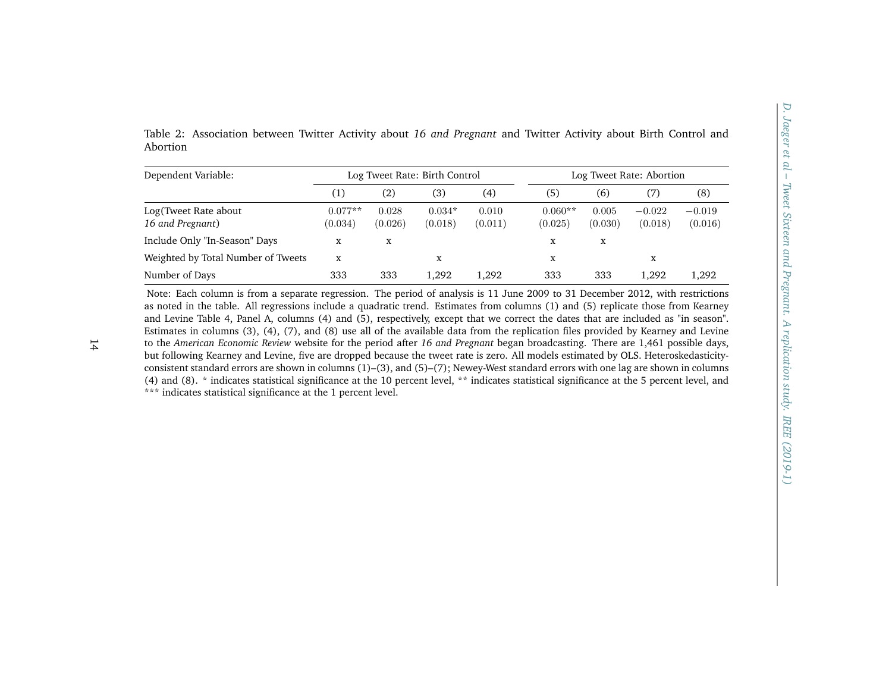Table 2: Association between Twitter Activity about *16 and Pregnant* and Twitter Activity about Birth Control and Abortion

| Dependent Variable: | Log Tweet Rate: Birth Control | | | | Log Tweet Rate: Abortion | | | |
|---|---|---|---|---|---|---|---|---|
| | (1) | (2) | (3) | (4) | (5) | (6) | (7) | (8) |
| Log(Tweet Rate about *16 and Pregnant*) | 0.077** | 0.028 | 0.034* | 0.010 | 0.060** | 0.005 | −0.022 | −0.019 |
| | (0.034) | (0.026) | (0.018) | (0.011) | (0.025) | (0.030) | (0.018) | (0.016) |
| Include Only "In-Season" Days | x | x | | | x | x | | |
| Weighted by Total Number of Tweets | x | | x | | x | | x | |
| Number of Days | 333 | 333 | 1,292 | 1,292 | 333 | 333 | 1,292 | 1,292 |

Note: Each column is from a separate regression. The period of analysis is 11 June 2009 to 31 December 2012, with restrictions as noted in the table. All regressions include a quadratic trend. Estimates from columns (1) and (5) replicate those from Kearney and Levine Table 4, Panel A, columns (4) and (5), respectively, except that we correct the dates that are included as "in season". Estimates in columns (3), (4), (7), and (8) use all of the available data from the replication files provided by Kearney and Levine to the *American Economic Review* website for the period after *16 and Pregnant* began broadcasting. There are 1,461 possible days, but following Kearney and Levine, five are dropped because the tweet rate is zero. All models estimated by OLS. Heteroskedasticity-consistent standard errors are shown in columns (1)–(3), and (5)–(7); Newey-West standard errors with one lag are shown in columns (4) and (8). * indicates statistical significance at the 10 percent level, ** indicates statistical significance at the 5 percent level, and *** indicates statistical significance at the 1 percent level.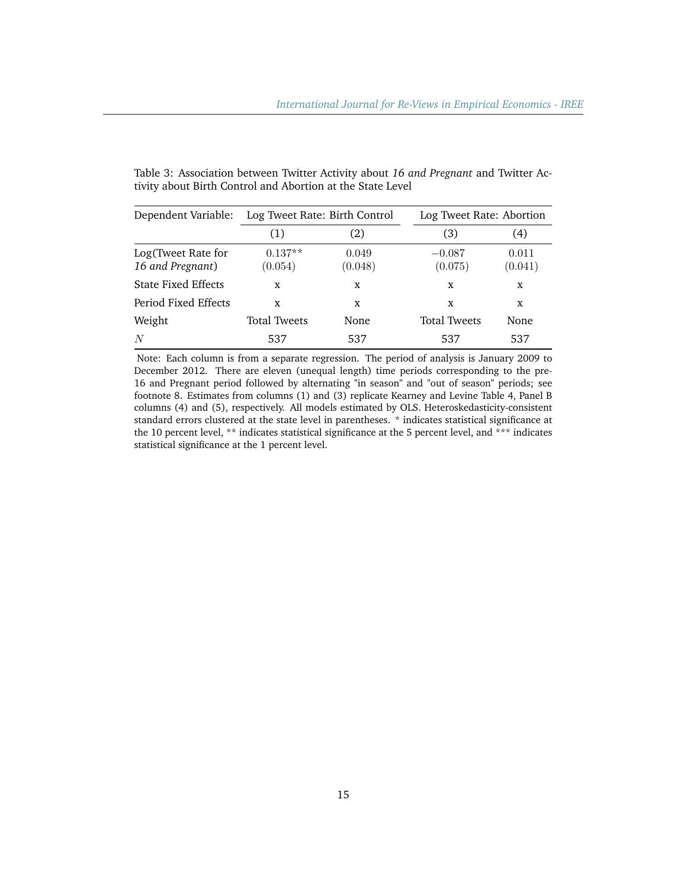Table 3: Association between Twitter Activity about *16 and Pregnant* and Twitter Activity about Birth Control and Abortion at the State Level

| Dependent Variable: | Log Tweet Rate: Birth Control | | Log Tweet Rate: Abortion | |
|---|---|---|---|---|
| | (1) | (2) | (3) | (4) |
| Log(Tweet Rate for *16 and Pregnant*) | 0.137** (0.054) | 0.049 (0.048) | −0.087 (0.075) | 0.011 (0.041) |
| State Fixed Effects | x | x | x | x |
| Period Fixed Effects | x | x | x | x |
| Weight | Total Tweets | None | Total Tweets | None |
| $N$ | 537 | 537 | 537 | 537 |

Note: Each column is from a separate regression. The period of analysis is January 2009 to December 2012. There are eleven (unequal length) time periods corresponding to the pre-16 and Pregnant period followed by alternating "in season" and "out of season" periods; see footnote 8. Estimates from columns (1) and (3) replicate Kearney and Levine Table 4, Panel B columns (4) and (5), respectively. All models estimated by OLS. Heteroskedasticity-consistent standard errors clustered at the state level in parentheses. * indicates statistical significance at the 10 percent level, ** indicates statistical significance at the 5 percent level, and *** indicates statistical significance at the 1 percent level.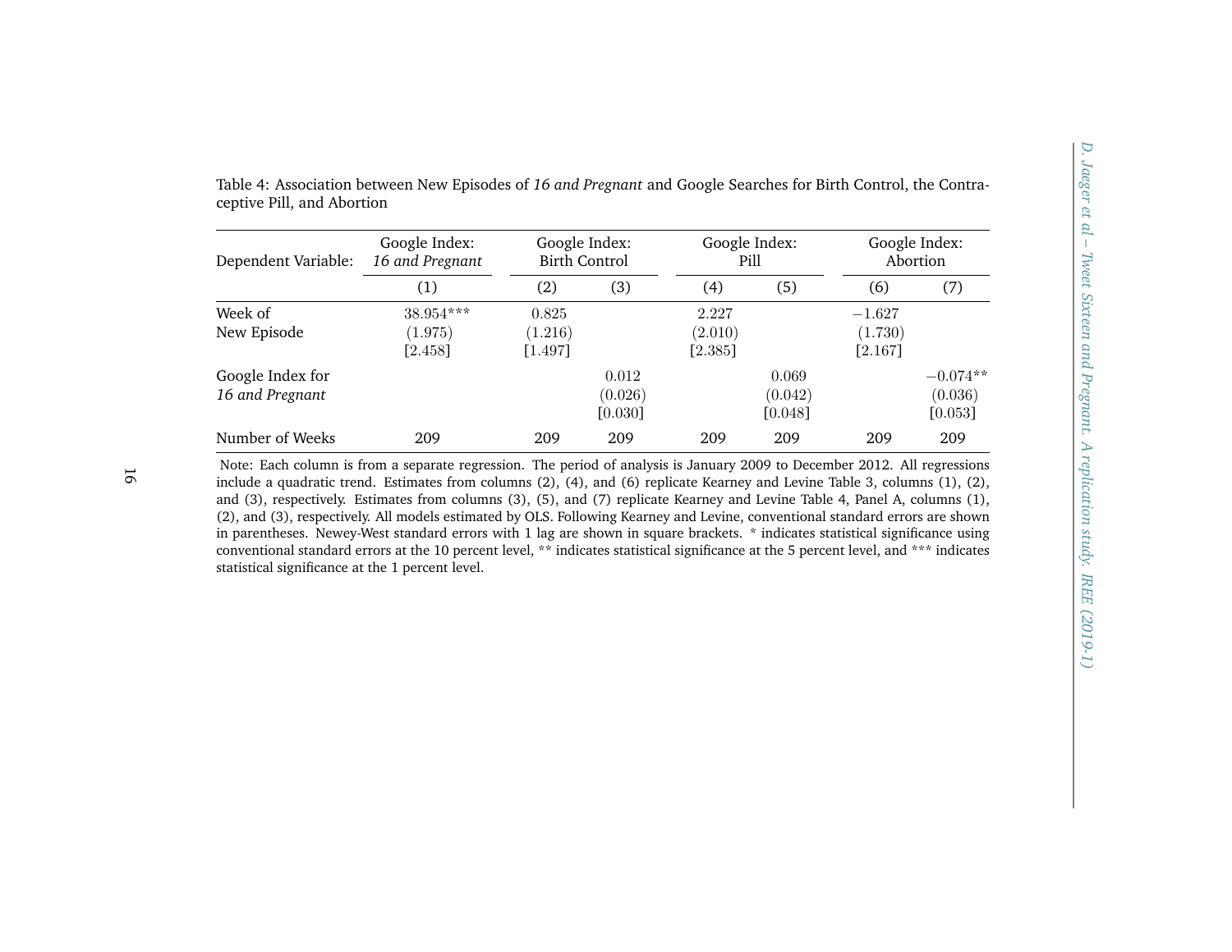Table 4: Association between New Episodes of *16 and Pregnant* and Google Searches for Birth Control, the Contraceptive Pill, and Abortion

| Dependent Variable: | Google Index: *16 and Pregnant* | Google Index: Birth Control | | Google Index: Pill | | Google Index: Abortion | |
|---|---|---|---|---|---|---|---|
| | (1) | (2) | (3) | (4) | (5) | (6) | (7) |
| Week of New Episode | 38.954*** | 0.825 | | 2.227 | | −1.627 | |
| | (1.975) | (1.216) | | (2.010) | | (1.730) | |
| | [2.458] | [1.497] | | [2.385] | | [2.167] | |
| Google Index for *16 and Pregnant* | | | 0.012 | | 0.069 | | −0.074** |
| | | | (0.026) | | (0.042) | | (0.036) |
| | | | [0.030] | | [0.048] | | [0.053] |
| Number of Weeks | 209 | 209 | 209 | 209 | 209 | 209 | 209 |

Note: Each column is from a separate regression. The period of analysis is January 2009 to December 2012. All regressions include a quadratic trend. Estimates from columns (2), (4), and (6) replicate Kearney and Levine Table 3, columns (1), (2), and (3), respectively. Estimates from columns (3), (5), and (7) replicate Kearney and Levine Table 4, Panel A, columns (1), (2), and (3), respectively. All models estimated by OLS. Following Kearney and Levine, conventional standard errors are shown in parentheses. Newey-West standard errors with 1 lag are shown in square brackets. * indicates statistical significance using conventional standard errors at the 10 percent level, ** indicates statistical significance at the 5 percent level, and *** indicates statistical significance at the 1 percent level.